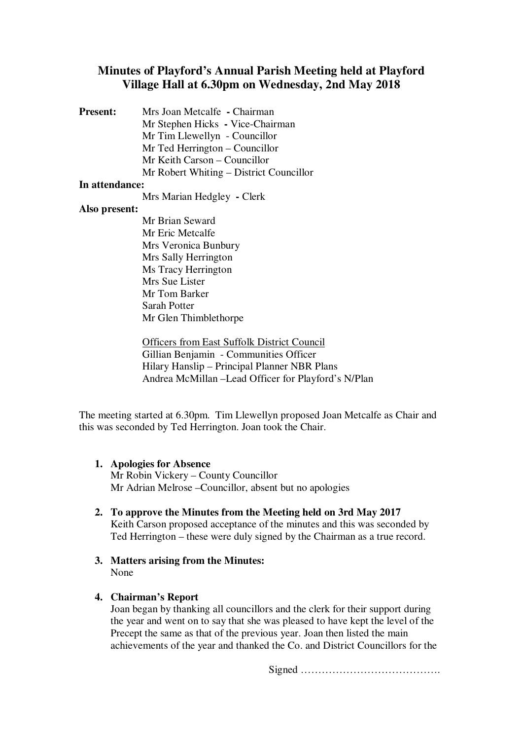# Minutes of Playford's Annual Parish Meeting held at Playford Village Hall at 6.30pm on Wednesday, 2nd May 2018

**Present:**
Mrs Joan Metcalfe **-** Chairman
Mr Stephen Hicks **-** Vice-Chairman
Mr Tim Llewellyn - Councillor
Mr Ted Herrington – Councillor
Mr Keith Carson – Councillor
Mr Robert Whiting – District Councillor

**In attendance:**
Mrs Marian Hedgley **-** Clerk

**Also present:**
Mr Brian Seward
Mr Eric Metcalfe
Mrs Veronica Bunbury
Mrs Sally Herrington
Ms Tracy Herrington
Mrs Sue Lister
Mr Tom Barker
Sarah Potter
Mr Glen Thimblethorpe

<u>Officers from East Suffolk District Council</u>
Gillian Benjamin - Communities Officer
Hilary Hanslip – Principal Planner NBR Plans
Andrea McMillan –Lead Officer for Playford's N/Plan

The meeting started at 6.30pm. Tim Llewellyn proposed Joan Metcalfe as Chair and this was seconded by Ted Herrington. Joan took the Chair.

1. **Apologies for Absence**
   Mr Robin Vickery – County Councillor
   Mr Adrian Melrose –Councillor, absent but no apologies

2. **To approve the Minutes from the Meeting held on 3rd May 2017**
   Keith Carson proposed acceptance of the minutes and this was seconded by Ted Herrington – these were duly signed by the Chairman as a true record.

3. **Matters arising from the Minutes:**
   None

4. **Chairman's Report**
   Joan began by thanking all councillors and the clerk for their support during the year and went on to say that she was pleased to have kept the level of the Precept the same as that of the previous year. Joan then listed the main achievements of the year and thanked the Co. and District Councillors for the

Signed ………………………………….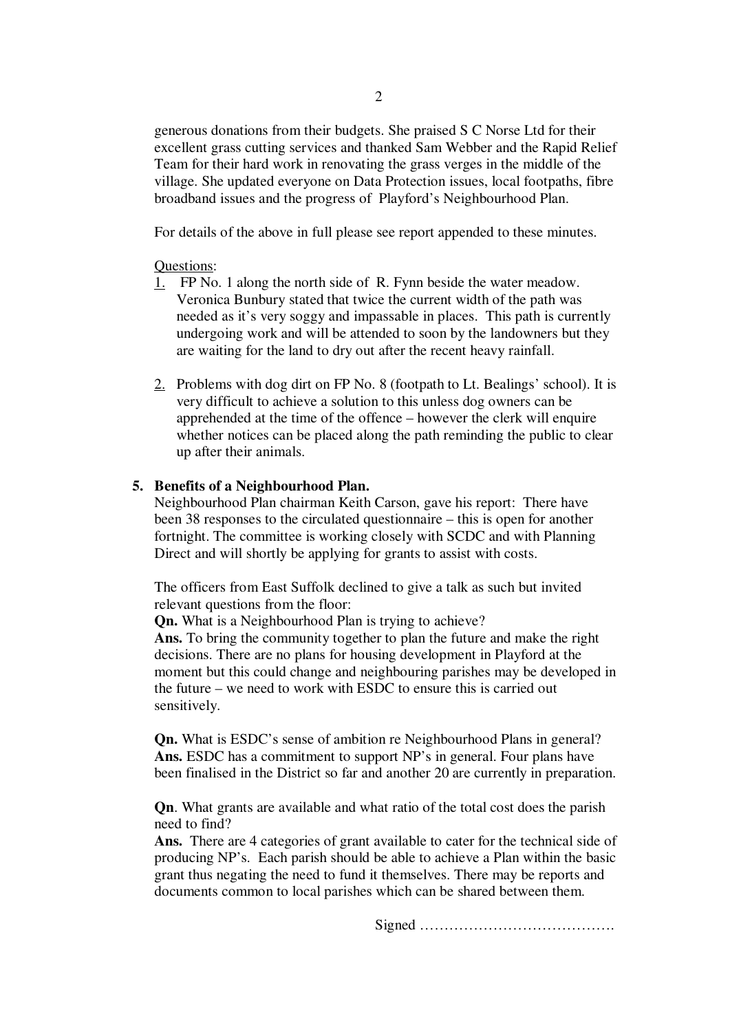generous donations from their budgets. She praised S C Norse Ltd for their excellent grass cutting services and thanked Sam Webber and the Rapid Relief Team for their hard work in renovating the grass verges in the middle of the village. She updated everyone on Data Protection issues, local footpaths, fibre broadband issues and the progress of Playford's Neighbourhood Plan.

For details of the above in full please see report appended to these minutes.

Questions:

1. FP No. 1 along the north side of R. Fynn beside the water meadow. Veronica Bunbury stated that twice the current width of the path was needed as it's very soggy and impassable in places. This path is currently undergoing work and will be attended to soon by the landowners but they are waiting for the land to dry out after the recent heavy rainfall.

2. Problems with dog dirt on FP No. 8 (footpath to Lt. Bealings' school). It is very difficult to achieve a solution to this unless dog owners can be apprehended at the time of the offence – however the clerk will enquire whether notices can be placed along the path reminding the public to clear up after their animals.

**5. Benefits of a Neighbourhood Plan.**

Neighbourhood Plan chairman Keith Carson, gave his report: There have been 38 responses to the circulated questionnaire – this is open for another fortnight. The committee is working closely with SCDC and with Planning Direct and will shortly be applying for grants to assist with costs.

The officers from East Suffolk declined to give a talk as such but invited relevant questions from the floor:

**Qn.** What is a Neighbourhood Plan is trying to achieve?
**Ans.** To bring the community together to plan the future and make the right decisions. There are no plans for housing development in Playford at the moment but this could change and neighbouring parishes may be developed in the future – we need to work with ESDC to ensure this is carried out sensitively.

**Qn.** What is ESDC's sense of ambition re Neighbourhood Plans in general?
**Ans.** ESDC has a commitment to support NP's in general. Four plans have been finalised in the District so far and another 20 are currently in preparation.

**Qn**. What grants are available and what ratio of the total cost does the parish need to find?
**Ans.** There are 4 categories of grant available to cater for the technical side of producing NP's. Each parish should be able to achieve a Plan within the basic grant thus negating the need to fund it themselves. There may be reports and documents common to local parishes which can be shared between them.

Signed ………………………………….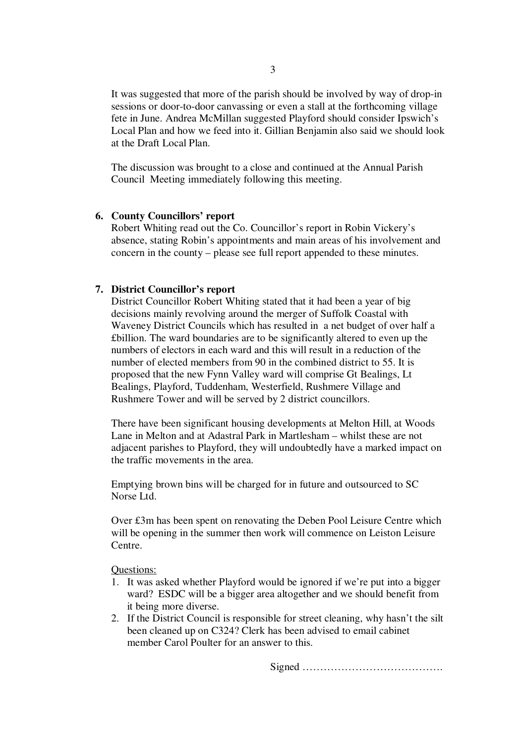It was suggested that more of the parish should be involved by way of drop-in sessions or door-to-door canvassing or even a stall at the forthcoming village fete in June. Andrea McMillan suggested Playford should consider Ipswich's Local Plan and how we feed into it. Gillian Benjamin also said we should look at the Draft Local Plan.

The discussion was brought to a close and continued at the Annual Parish Council Meeting immediately following this meeting.

6. **County Councillors' report**

Robert Whiting read out the Co. Councillor's report in Robin Vickery's absence, stating Robin's appointments and main areas of his involvement and concern in the county – please see full report appended to these minutes.

7. **District Councillor's report**

District Councillor Robert Whiting stated that it had been a year of big decisions mainly revolving around the merger of Suffolk Coastal with Waveney District Councils which has resulted in a net budget of over half a £billion. The ward boundaries are to be significantly altered to even up the numbers of electors in each ward and this will result in a reduction of the number of elected members from 90 in the combined district to 55. It is proposed that the new Fynn Valley ward will comprise Gt Bealings, Lt Bealings, Playford, Tuddenham, Westerfield, Rushmere Village and Rushmere Tower and will be served by 2 district councillors.

There have been significant housing developments at Melton Hill, at Woods Lane in Melton and at Adastral Park in Martlesham – whilst these are not adjacent parishes to Playford, they will undoubtedly have a marked impact on the traffic movements in the area.

Emptying brown bins will be charged for in future and outsourced to SC Norse Ltd.

Over £3m has been spent on renovating the Deben Pool Leisure Centre which will be opening in the summer then work will commence on Leiston Leisure Centre.

Questions:

1. It was asked whether Playford would be ignored if we're put into a bigger ward? ESDC will be a bigger area altogether and we should benefit from it being more diverse.
2. If the District Council is responsible for street cleaning, why hasn't the silt been cleaned up on C324? Clerk has been advised to email cabinet member Carol Poulter for an answer to this.

Signed ………………………………….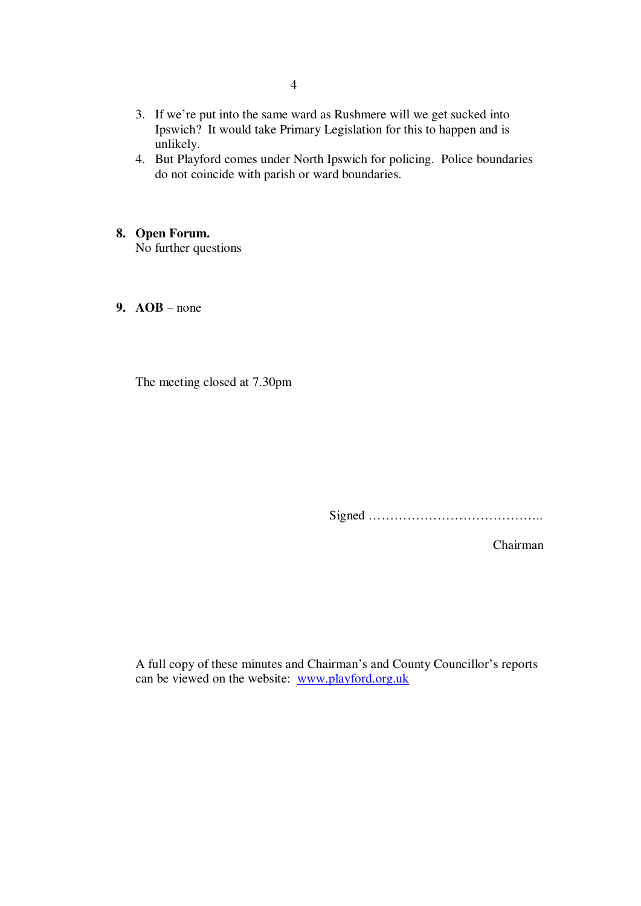3. If we're put into the same ward as Rushmere will we get sucked into Ipswich? It would take Primary Legislation for this to happen and is unlikely.
4. But Playford comes under North Ipswich for policing. Police boundaries do not coincide with parish or ward boundaries.

**8. Open Forum.**
No further questions

**9. AOB** – none

The meeting closed at 7.30pm

Signed …………………………………..

Chairman

A full copy of these minutes and Chairman's and County Councillor's reports can be viewed on the website: www.playford.org.uk